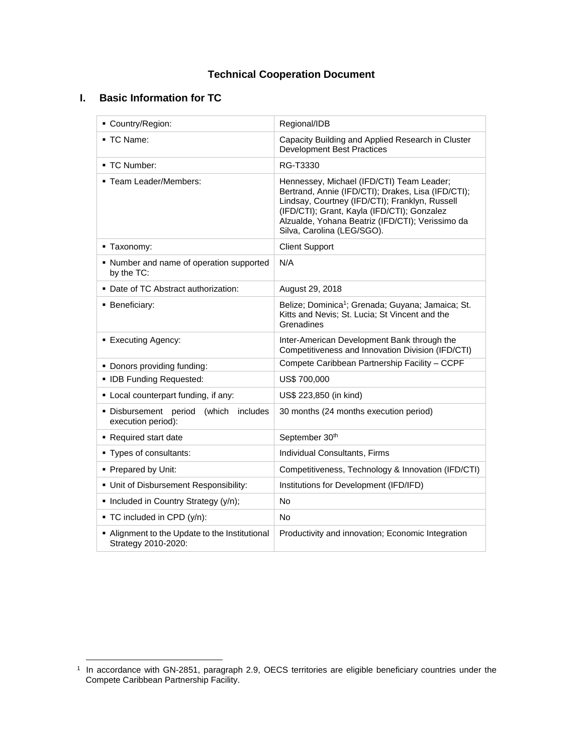# Technical Cooperation Document

## I. Basic Information for TC

| | |
|---|---|
| ▪ Country/Region: | Regional/IDB |
| ▪ TC Name: | Capacity Building and Applied Research in Cluster Development Best Practices |
| ▪ TC Number: | RG-T3330 |
| ▪ Team Leader/Members: | Hennessey, Michael (IFD/CTI) Team Leader; Bertrand, Annie (IFD/CTI); Drakes, Lisa (IFD/CTI); Lindsay, Courtney (IFD/CTI); Franklyn, Russell (IFD/CTI); Grant, Kayla (IFD/CTI); Gonzalez Alzualde, Yohana Beatriz (IFD/CTI); Verissimo da Silva, Carolina (LEG/SGO). |
| ▪ Taxonomy: | Client Support |
| ▪ Number and name of operation supported by the TC: | N/A |
| ▪ Date of TC Abstract authorization: | August 29, 2018 |
| ▪ Beneficiary: | Belize; Dominica[1]; Grenada; Guyana; Jamaica; St. Kitts and Nevis; St. Lucia; St Vincent and the Grenadines |
| ▪ Executing Agency: | Inter-American Development Bank through the Competitiveness and Innovation Division (IFD/CTI) |
| ▪ Donors providing funding: | Compete Caribbean Partnership Facility – CCPF |
| ▪ IDB Funding Requested: | US$ 700,000 |
| ▪ Local counterpart funding, if any: | US$ 223,850 (in kind) |
| ▪ Disbursement period (which includes execution period): | 30 months (24 months execution period) |
| ▪ Required start date | September 30th |
| ▪ Types of consultants: | Individual Consultants, Firms |
| ▪ Prepared by Unit: | Competitiveness, Technology & Innovation (IFD/CTI) |
| ▪ Unit of Disbursement Responsibility: | Institutions for Development (IFD/IFD) |
| ▪ Included in Country Strategy (y/n); | No |
| ▪ TC included in CPD (y/n): | No |
| ▪ Alignment to the Update to the Institutional Strategy 2010-2020: | Productivity and innovation; Economic Integration |

[1] In accordance with GN-2851, paragraph 2.9, OECS territories are eligible beneficiary countries under the Compete Caribbean Partnership Facility.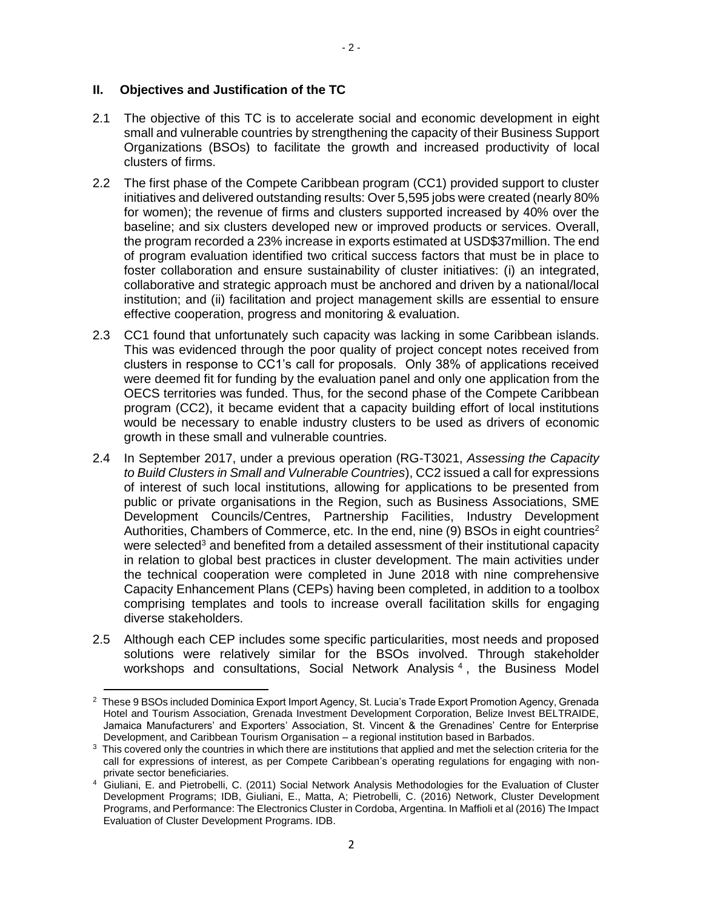## II. Objectives and Justification of the TC

2.1 The objective of this TC is to accelerate social and economic development in eight small and vulnerable countries by strengthening the capacity of their Business Support Organizations (BSOs) to facilitate the growth and increased productivity of local clusters of firms.

2.2 The first phase of the Compete Caribbean program (CC1) provided support to cluster initiatives and delivered outstanding results: Over 5,595 jobs were created (nearly 80% for women); the revenue of firms and clusters supported increased by 40% over the baseline; and six clusters developed new or improved products or services. Overall, the program recorded a 23% increase in exports estimated at USD$37million. The end of program evaluation identified two critical success factors that must be in place to foster collaboration and ensure sustainability of cluster initiatives: (i) an integrated, collaborative and strategic approach must be anchored and driven by a national/local institution; and (ii) facilitation and project management skills are essential to ensure effective cooperation, progress and monitoring & evaluation.

2.3 CC1 found that unfortunately such capacity was lacking in some Caribbean islands. This was evidenced through the poor quality of project concept notes received from clusters in response to CC1's call for proposals. Only 38% of applications received were deemed fit for funding by the evaluation panel and only one application from the OECS territories was funded. Thus, for the second phase of the Compete Caribbean program (CC2), it became evident that a capacity building effort of local institutions would be necessary to enable industry clusters to be used as drivers of economic growth in these small and vulnerable countries.

2.4 In September 2017, under a previous operation (RG-T3021, *Assessing the Capacity to Build Clusters in Small and Vulnerable Countries*), CC2 issued a call for expressions of interest of such local institutions, allowing for applications to be presented from public or private organisations in the Region, such as Business Associations, SME Development Councils/Centres, Partnership Facilities, Industry Development Authorities, Chambers of Commerce, etc. In the end, nine (9) BSOs in eight countries[2] were selected[3] and benefited from a detailed assessment of their institutional capacity in relation to global best practices in cluster development. The main activities under the technical cooperation were completed in June 2018 with nine comprehensive Capacity Enhancement Plans (CEPs) having been completed, in addition to a toolbox comprising templates and tools to increase overall facilitation skills for engaging diverse stakeholders.

2.5 Although each CEP includes some specific particularities, most needs and proposed solutions were relatively similar for the BSOs involved. Through stakeholder workshops and consultations, Social Network Analysis[4], the Business Model

---

[2] These 9 BSOs included Dominica Export Import Agency, St. Lucia's Trade Export Promotion Agency, Grenada Hotel and Tourism Association, Grenada Investment Development Corporation, Belize Invest BELTRAIDE, Jamaica Manufacturers' and Exporters' Association, St. Vincent & the Grenadines' Centre for Enterprise Development, and Caribbean Tourism Organisation – a regional institution based in Barbados.

[3] This covered only the countries in which there are institutions that applied and met the selection criteria for the call for expressions of interest, as per Compete Caribbean's operating regulations for engaging with non-private sector beneficiaries.

[4] Giuliani, E. and Pietrobelli, C. (2011) Social Network Analysis Methodologies for the Evaluation of Cluster Development Programs; IDB, Giuliani, E., Matta, A; Pietrobelli, C. (2016) Network, Cluster Development Programs, and Performance: The Electronics Cluster in Cordoba, Argentina. In Maffioli et al (2016) The Impact Evaluation of Cluster Development Programs. IDB.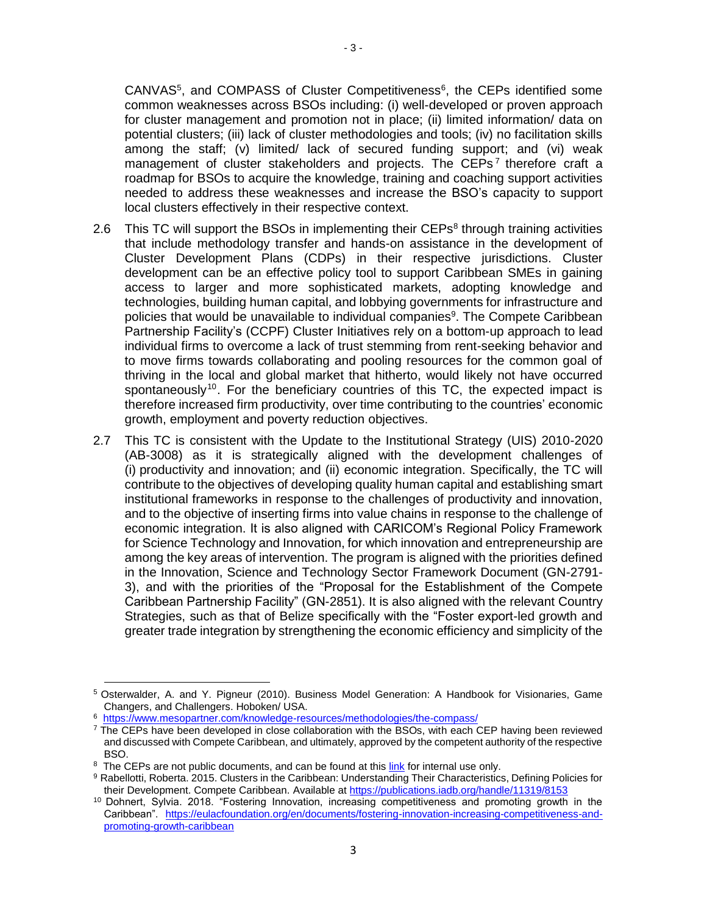CANVAS[5], and COMPASS of Cluster Competitiveness[6], the CEPs identified some common weaknesses across BSOs including: (i) well-developed or proven approach for cluster management and promotion not in place; (ii) limited information/ data on potential clusters; (iii) lack of cluster methodologies and tools; (iv) no facilitation skills among the staff; (v) limited/ lack of secured funding support; and (vi) weak management of cluster stakeholders and projects. The CEPs[7] therefore craft a roadmap for BSOs to acquire the knowledge, training and coaching support activities needed to address these weaknesses and increase the BSO's capacity to support local clusters effectively in their respective context.

2.6 This TC will support the BSOs in implementing their CEPs[8] through training activities that include methodology transfer and hands-on assistance in the development of Cluster Development Plans (CDPs) in their respective jurisdictions. Cluster development can be an effective policy tool to support Caribbean SMEs in gaining access to larger and more sophisticated markets, adopting knowledge and technologies, building human capital, and lobbying governments for infrastructure and policies that would be unavailable to individual companies[9]. The Compete Caribbean Partnership Facility's (CCPF) Cluster Initiatives rely on a bottom-up approach to lead individual firms to overcome a lack of trust stemming from rent-seeking behavior and to move firms towards collaborating and pooling resources for the common goal of thriving in the local and global market that hitherto, would likely not have occurred spontaneously[10]. For the beneficiary countries of this TC, the expected impact is therefore increased firm productivity, over time contributing to the countries' economic growth, employment and poverty reduction objectives.

2.7 This TC is consistent with the Update to the Institutional Strategy (UIS) 2010-2020 (AB-3008) as it is strategically aligned with the development challenges of (i) productivity and innovation; and (ii) economic integration. Specifically, the TC will contribute to the objectives of developing quality human capital and establishing smart institutional frameworks in response to the challenges of productivity and innovation, and to the objective of inserting firms into value chains in response to the challenge of economic integration. It is also aligned with CARICOM's Regional Policy Framework for Science Technology and Innovation, for which innovation and entrepreneurship are among the key areas of intervention. The program is aligned with the priorities defined in the Innovation, Science and Technology Sector Framework Document (GN-2791-3), and with the priorities of the "Proposal for the Establishment of the Compete Caribbean Partnership Facility" (GN-2851). It is also aligned with the relevant Country Strategies, such as that of Belize specifically with the "Foster export-led growth and greater trade integration by strengthening the economic efficiency and simplicity of the

---

[5] Osterwalder, A. and Y. Pigneur (2010). Business Model Generation: A Handbook for Visionaries, Game Changers, and Challengers. Hoboken/ USA.

[6] https://www.mesopartner.com/knowledge-resources/methodologies/the-compass/

[7] The CEPs have been developed in close collaboration with the BSOs, with each CEP having been reviewed and discussed with Compete Caribbean, and ultimately, approved by the competent authority of the respective BSO.

[8] The CEPs are not public documents, and can be found at this link for internal use only.

[9] Rabellotti, Roberta. 2015. Clusters in the Caribbean: Understanding Their Characteristics, Defining Policies for their Development. Compete Caribbean. Available at https://publications.iadb.org/handle/11319/8153

[10] Dohnert, Sylvia. 2018. "Fostering Innovation, increasing competitiveness and promoting growth in the Caribbean". https://eulacfoundation.org/en/documents/fostering-innovation-increasing-competitiveness-and-promoting-growth-caribbean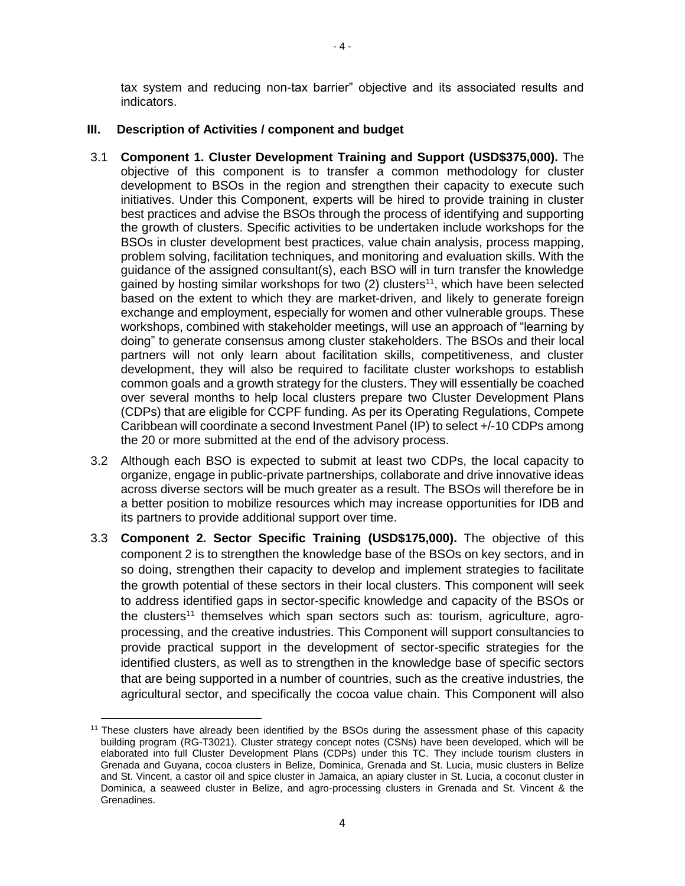tax system and reducing non-tax barrier" objective and its associated results and indicators.

## III. Description of Activities / component and budget

3.1 **Component 1. Cluster Development Training and Support (USD$375,000).** The objective of this component is to transfer a common methodology for cluster development to BSOs in the region and strengthen their capacity to execute such initiatives. Under this Component, experts will be hired to provide training in cluster best practices and advise the BSOs through the process of identifying and supporting the growth of clusters. Specific activities to be undertaken include workshops for the BSOs in cluster development best practices, value chain analysis, process mapping, problem solving, facilitation techniques, and monitoring and evaluation skills. With the guidance of the assigned consultant(s), each BSO will in turn transfer the knowledge gained by hosting similar workshops for two (2) clusters[11], which have been selected based on the extent to which they are market-driven, and likely to generate foreign exchange and employment, especially for women and other vulnerable groups. These workshops, combined with stakeholder meetings, will use an approach of "learning by doing" to generate consensus among cluster stakeholders. The BSOs and their local partners will not only learn about facilitation skills, competitiveness, and cluster development, they will also be required to facilitate cluster workshops to establish common goals and a growth strategy for the clusters. They will essentially be coached over several months to help local clusters prepare two Cluster Development Plans (CDPs) that are eligible for CCPF funding. As per its Operating Regulations, Compete Caribbean will coordinate a second Investment Panel (IP) to select +/-10 CDPs among the 20 or more submitted at the end of the advisory process.

3.2 Although each BSO is expected to submit at least two CDPs, the local capacity to organize, engage in public-private partnerships, collaborate and drive innovative ideas across diverse sectors will be much greater as a result. The BSOs will therefore be in a better position to mobilize resources which may increase opportunities for IDB and its partners to provide additional support over time.

3.3 **Component 2. Sector Specific Training (USD$175,000).** The objective of this component 2 is to strengthen the knowledge base of the BSOs on key sectors, and in so doing, strengthen their capacity to develop and implement strategies to facilitate the growth potential of these sectors in their local clusters. This component will seek to address identified gaps in sector-specific knowledge and capacity of the BSOs or the clusters[11] themselves which span sectors such as: tourism, agriculture, agro-processing, and the creative industries. This Component will support consultancies to provide practical support in the development of sector-specific strategies for the identified clusters, as well as to strengthen in the knowledge base of specific sectors that are being supported in a number of countries, such as the creative industries, the agricultural sector, and specifically the cocoa value chain. This Component will also

---

[11] These clusters have already been identified by the BSOs during the assessment phase of this capacity building program (RG-T3021). Cluster strategy concept notes (CSNs) have been developed, which will be elaborated into full Cluster Development Plans (CDPs) under this TC. They include tourism clusters in Grenada and Guyana, cocoa clusters in Belize, Dominica, Grenada and St. Lucia, music clusters in Belize and St. Vincent, a castor oil and spice cluster in Jamaica, an apiary cluster in St. Lucia, a coconut cluster in Dominica, a seaweed cluster in Belize, and agro-processing clusters in Grenada and St. Vincent & the Grenadines.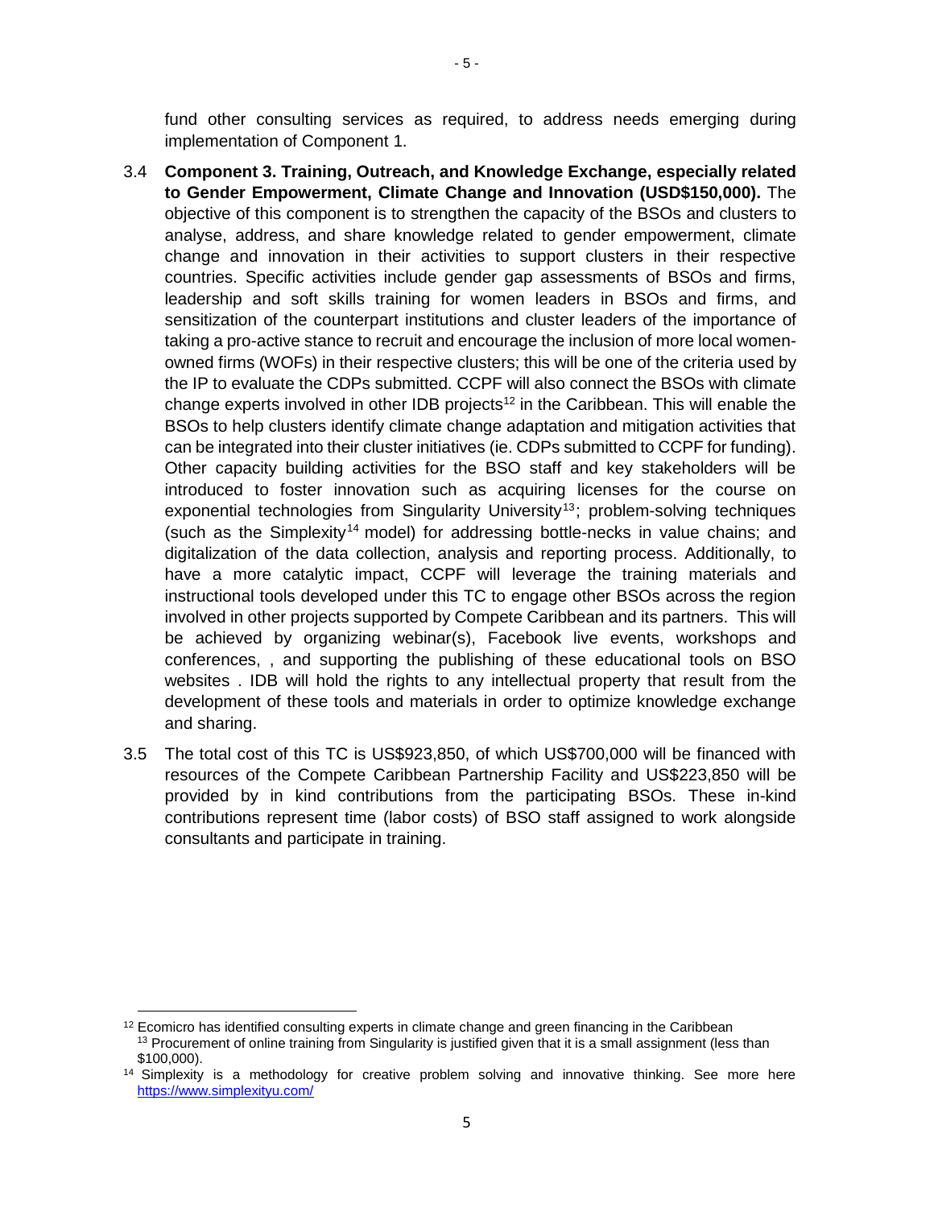fund other consulting services as required, to address needs emerging during implementation of Component 1.

3.4 **Component 3. Training, Outreach, and Knowledge Exchange, especially related to Gender Empowerment, Climate Change and Innovation (USD$150,000).** The objective of this component is to strengthen the capacity of the BSOs and clusters to analyse, address, and share knowledge related to gender empowerment, climate change and innovation in their activities to support clusters in their respective countries. Specific activities include gender gap assessments of BSOs and firms, leadership and soft skills training for women leaders in BSOs and firms, and sensitization of the counterpart institutions and cluster leaders of the importance of taking a pro-active stance to recruit and encourage the inclusion of more local women-owned firms (WOFs) in their respective clusters; this will be one of the criteria used by the IP to evaluate the CDPs submitted. CCPF will also connect the BSOs with climate change experts involved in other IDB projects[12] in the Caribbean. This will enable the BSOs to help clusters identify climate change adaptation and mitigation activities that can be integrated into their cluster initiatives (ie. CDPs submitted to CCPF for funding). Other capacity building activities for the BSO staff and key stakeholders will be introduced to foster innovation such as acquiring licenses for the course on exponential technologies from Singularity University[13]; problem-solving techniques (such as the Simplexity[14] model) for addressing bottle-necks in value chains; and digitalization of the data collection, analysis and reporting process. Additionally, to have a more catalytic impact, CCPF will leverage the training materials and instructional tools developed under this TC to engage other BSOs across the region involved in other projects supported by Compete Caribbean and its partners. This will be achieved by organizing webinar(s), Facebook live events, workshops and conferences, , and supporting the publishing of these educational tools on BSO websites . IDB will hold the rights to any intellectual property that result from the development of these tools and materials in order to optimize knowledge exchange and sharing.

3.5 The total cost of this TC is US$923,850, of which US$700,000 will be financed with resources of the Compete Caribbean Partnership Facility and US$223,850 will be provided by in kind contributions from the participating BSOs. These in-kind contributions represent time (labor costs) of BSO staff assigned to work alongside consultants and participate in training.

---

[12] Ecomicro has identified consulting experts in climate change and green financing in the Caribbean

[13] Procurement of online training from Singularity is justified given that it is a small assignment (less than $100,000).

[14] Simplexity is a methodology for creative problem solving and innovative thinking. See more here https://www.simplexityu.com/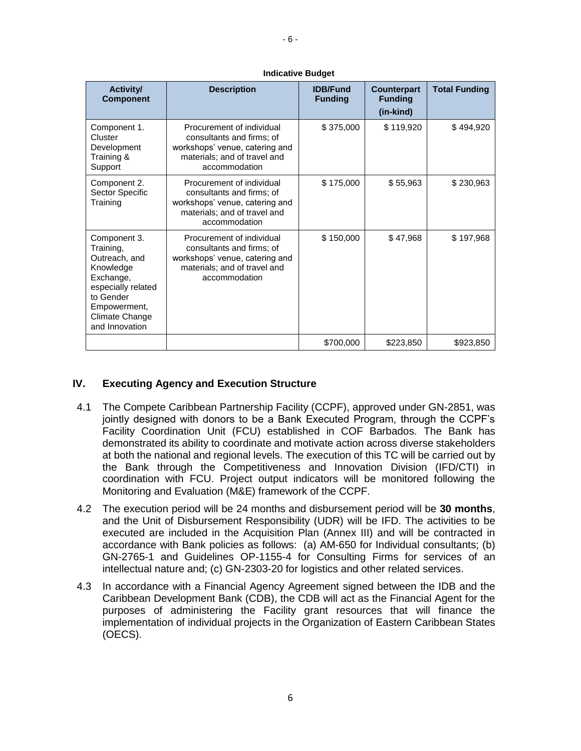**Indicative Budget**

| Activity/ Component | Description | IDB/Fund Funding | Counterpart Funding (in-kind) | Total Funding |
|---|---|---|---|---|
| Component 1. Cluster Development Training & Support | Procurement of individual consultants and firms; of workshops' venue, catering and materials; and of travel and accommodation | $ 375,000 | $ 119,920 | $ 494,920 |
| Component 2. Sector Specific Training | Procurement of individual consultants and firms; of workshops' venue, catering and materials; and of travel and accommodation | $ 175,000 | $ 55,963 | $ 230,963 |
| Component 3. Training, Outreach, and Knowledge Exchange, especially related to Gender Empowerment, Climate Change and Innovation | Procurement of individual consultants and firms; of workshops' venue, catering and materials; and of travel and accommodation | $ 150,000 | $ 47,968 | $ 197,968 |
| | | $700,000 | $223,850 | $923,850 |

## IV. Executing Agency and Execution Structure

4.1 The Compete Caribbean Partnership Facility (CCPF), approved under GN-2851, was jointly designed with donors to be a Bank Executed Program, through the CCPF's Facility Coordination Unit (FCU) established in COF Barbados. The Bank has demonstrated its ability to coordinate and motivate action across diverse stakeholders at both the national and regional levels. The execution of this TC will be carried out by the Bank through the Competitiveness and Innovation Division (IFD/CTI) in coordination with FCU. Project output indicators will be monitored following the Monitoring and Evaluation (M&E) framework of the CCPF.

4.2 The execution period will be 24 months and disbursement period will be **30 months**, and the Unit of Disbursement Responsibility (UDR) will be IFD. The activities to be executed are included in the Acquisition Plan (Annex III) and will be contracted in accordance with Bank policies as follows: (a) AM-650 for Individual consultants; (b) GN-2765-1 and Guidelines OP-1155-4 for Consulting Firms for services of an intellectual nature and; (c) GN-2303-20 for logistics and other related services.

4.3 In accordance with a Financial Agency Agreement signed between the IDB and the Caribbean Development Bank (CDB), the CDB will act as the Financial Agent for the purposes of administering the Facility grant resources that will finance the implementation of individual projects in the Organization of Eastern Caribbean States (OECS).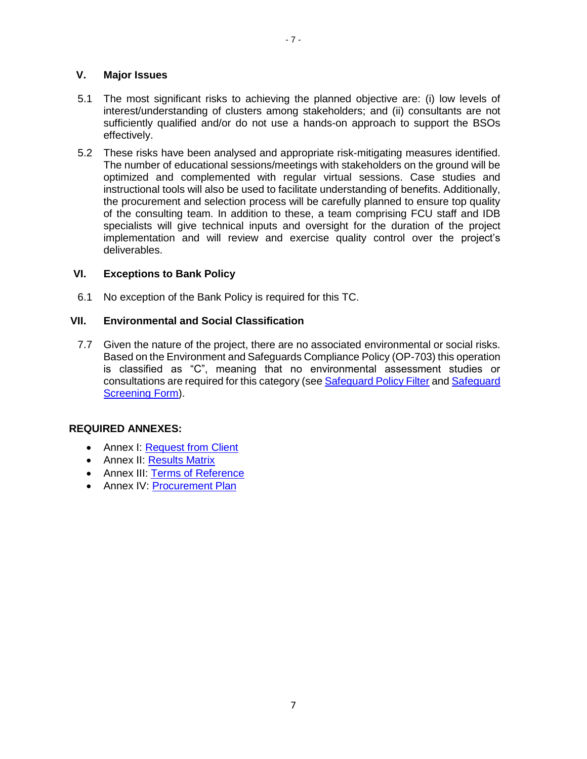## V. Major Issues

5.1 The most significant risks to achieving the planned objective are: (i) low levels of interest/understanding of clusters among stakeholders; and (ii) consultants are not sufficiently qualified and/or do not use a hands-on approach to support the BSOs effectively.

5.2 These risks have been analysed and appropriate risk-mitigating measures identified. The number of educational sessions/meetings with stakeholders on the ground will be optimized and complemented with regular virtual sessions. Case studies and instructional tools will also be used to facilitate understanding of benefits. Additionally, the procurement and selection process will be carefully planned to ensure top quality of the consulting team. In addition to these, a team comprising FCU staff and IDB specialists will give technical inputs and oversight for the duration of the project implementation and will review and exercise quality control over the project's deliverables.

## VI. Exceptions to Bank Policy

6.1 No exception of the Bank Policy is required for this TC.

## VII. Environmental and Social Classification

7.7 Given the nature of the project, there are no associated environmental or social risks. Based on the Environment and Safeguards Compliance Policy (OP-703) this operation is classified as "C", meaning that no environmental assessment studies or consultations are required for this category (see Safeguard Policy Filter and Safeguard Screening Form).

**REQUIRED ANNEXES:**

- Annex I: Request from Client
- Annex II: Results Matrix
- Annex III: Terms of Reference
- Annex IV: Procurement Plan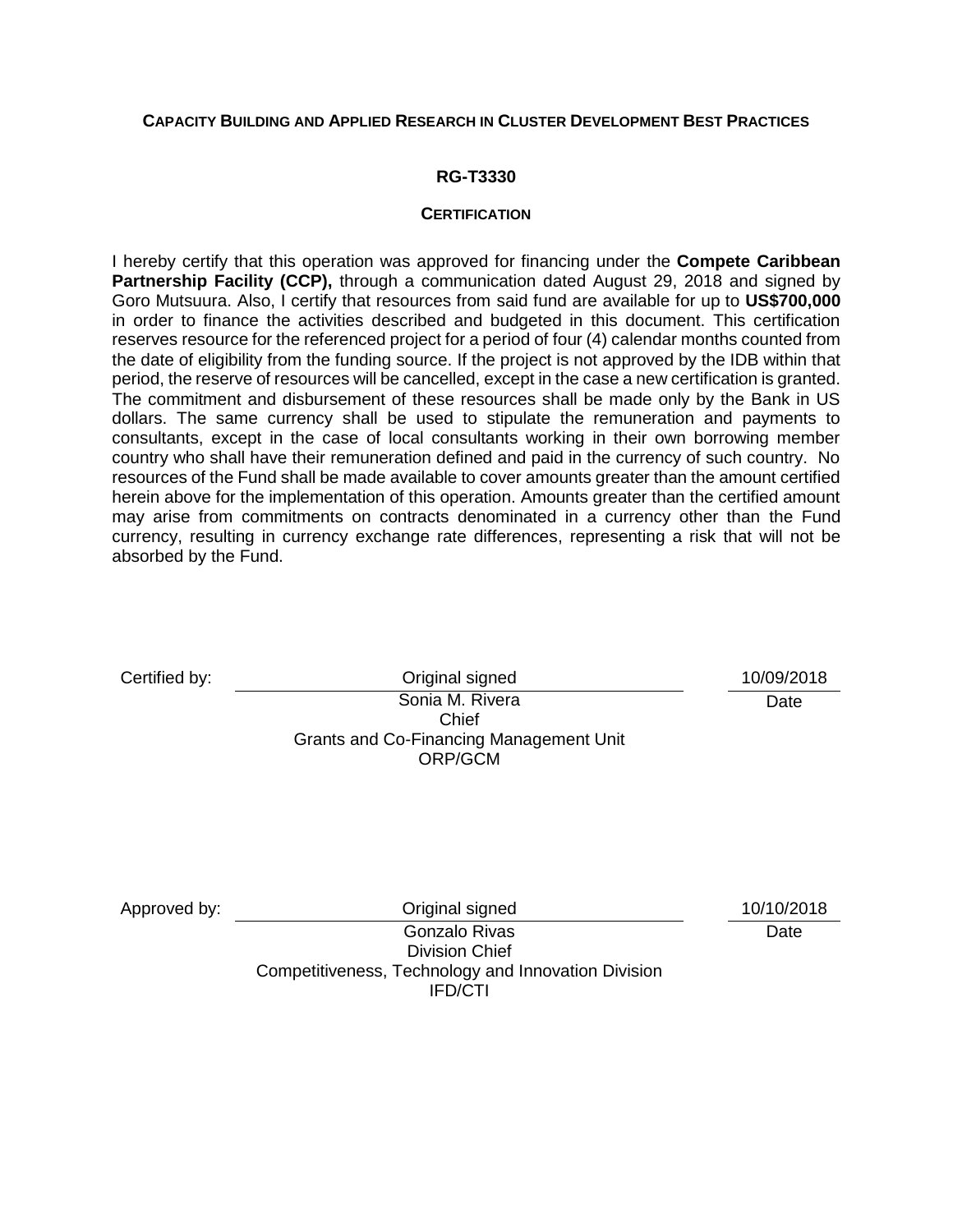**Capacity Building and Applied Research in Cluster Development Best Practices**

**RG-T3330**

**Certification**

I hereby certify that this operation was approved for financing under the **Compete Caribbean Partnership Facility (CCP),** through a communication dated August 29, 2018 and signed by Goro Mutsuura. Also, I certify that resources from said fund are available for up to **US$700,000** in order to finance the activities described and budgeted in this document. This certification reserves resource for the referenced project for a period of four (4) calendar months counted from the date of eligibility from the funding source. If the project is not approved by the IDB within that period, the reserve of resources will be cancelled, except in the case a new certification is granted. The commitment and disbursement of these resources shall be made only by the Bank in US dollars. The same currency shall be used to stipulate the remuneration and payments to consultants, except in the case of local consultants working in their own borrowing member country who shall have their remuneration defined and paid in the currency of such country. No resources of the Fund shall be made available to cover amounts greater than the amount certified herein above for the implementation of this operation. Amounts greater than the certified amount may arise from commitments on contracts denominated in a currency other than the Fund currency, resulting in currency exchange rate differences, representing a risk that will not be absorbed by the Fund.

Certified by: Original signed — 10/09/2018

Sonia M. Rivera
Chief
Grants and Co-Financing Management Unit
ORP/GCM

Date

Approved by: Original signed — 10/10/2018

Gonzalo Rivas
Division Chief
Competitiveness, Technology and Innovation Division
IFD/CTI

Date